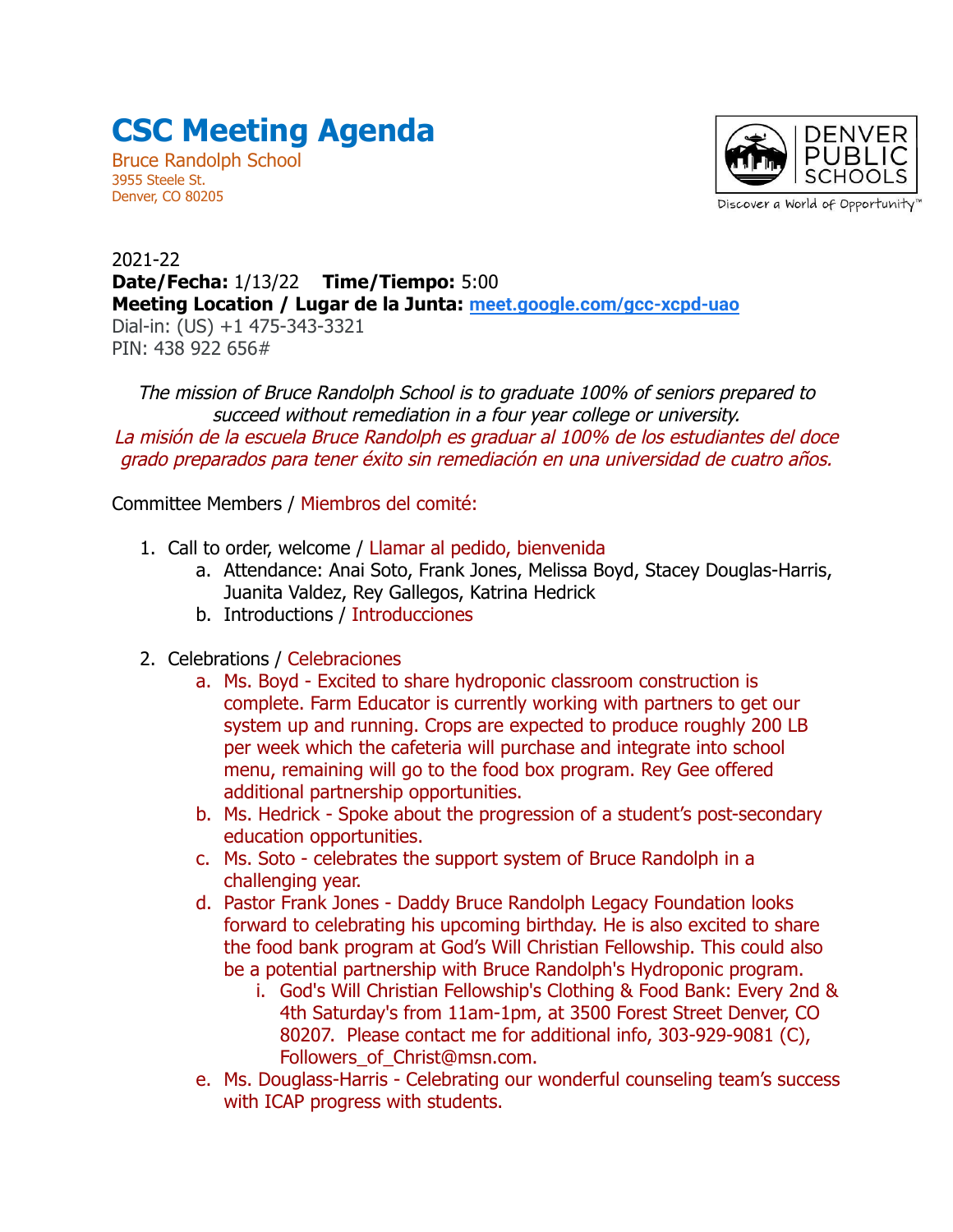# CSC Meeting Agenda

Bruce Randolph School
3955 Steele St.
Denver, CO 80205

DENVER PUBLIC SCHOOLS
Discover a World of Opportunity™

2021-22
**Date/Fecha:** 1/13/22 **Time/Tiempo:** 5:00
**Meeting Location / Lugar de la Junta:** [meet.google.com/gcc-xcpd-uao](meet.google.com/gcc-xcpd-uao)
Dial-in: (US) +1 475-343-3321
PIN: 438 922 656#

*The mission of Bruce Randolph School is to graduate 100% of seniors prepared to succeed without remediation in a four year college or university.*
*La misión de la escuela Bruce Randolph es graduar al 100% de los estudiantes del doce grado preparados para tener éxito sin remediación en una universidad de cuatro años.*

Committee Members / Miembros del comité:

1. Call to order, welcome / Llamar al pedido, bienvenida
   a. Attendance: Anai Soto, Frank Jones, Melissa Boyd, Stacey Douglas-Harris, Juanita Valdez, Rey Gallegos, Katrina Hedrick
   b. Introductions / Introducciones

2. Celebrations / Celebraciones
   a. Ms. Boyd - Excited to share hydroponic classroom construction is complete. Farm Educator is currently working with partners to get our system up and running. Crops are expected to produce roughly 200 LB per week which the cafeteria will purchase and integrate into school menu, remaining will go to the food box program. Rey Gee offered additional partnership opportunities.
   b. Ms. Hedrick - Spoke about the progression of a student's post-secondary education opportunities.
   c. Ms. Soto - celebrates the support system of Bruce Randolph in a challenging year.
   d. Pastor Frank Jones - Daddy Bruce Randolph Legacy Foundation looks forward to celebrating his upcoming birthday. He is also excited to share the food bank program at God's Will Christian Fellowship. This could also be a potential partnership with Bruce Randolph's Hydroponic program.
      i. God's Will Christian Fellowship's Clothing & Food Bank: Every 2nd & 4th Saturday's from 11am-1pm, at 3500 Forest Street Denver, CO 80207. Please contact me for additional info, 303-929-9081 (C), Followers_of_Christ@msn.com.
   e. Ms. Douglass-Harris - Celebrating our wonderful counseling team's success with ICAP progress with students.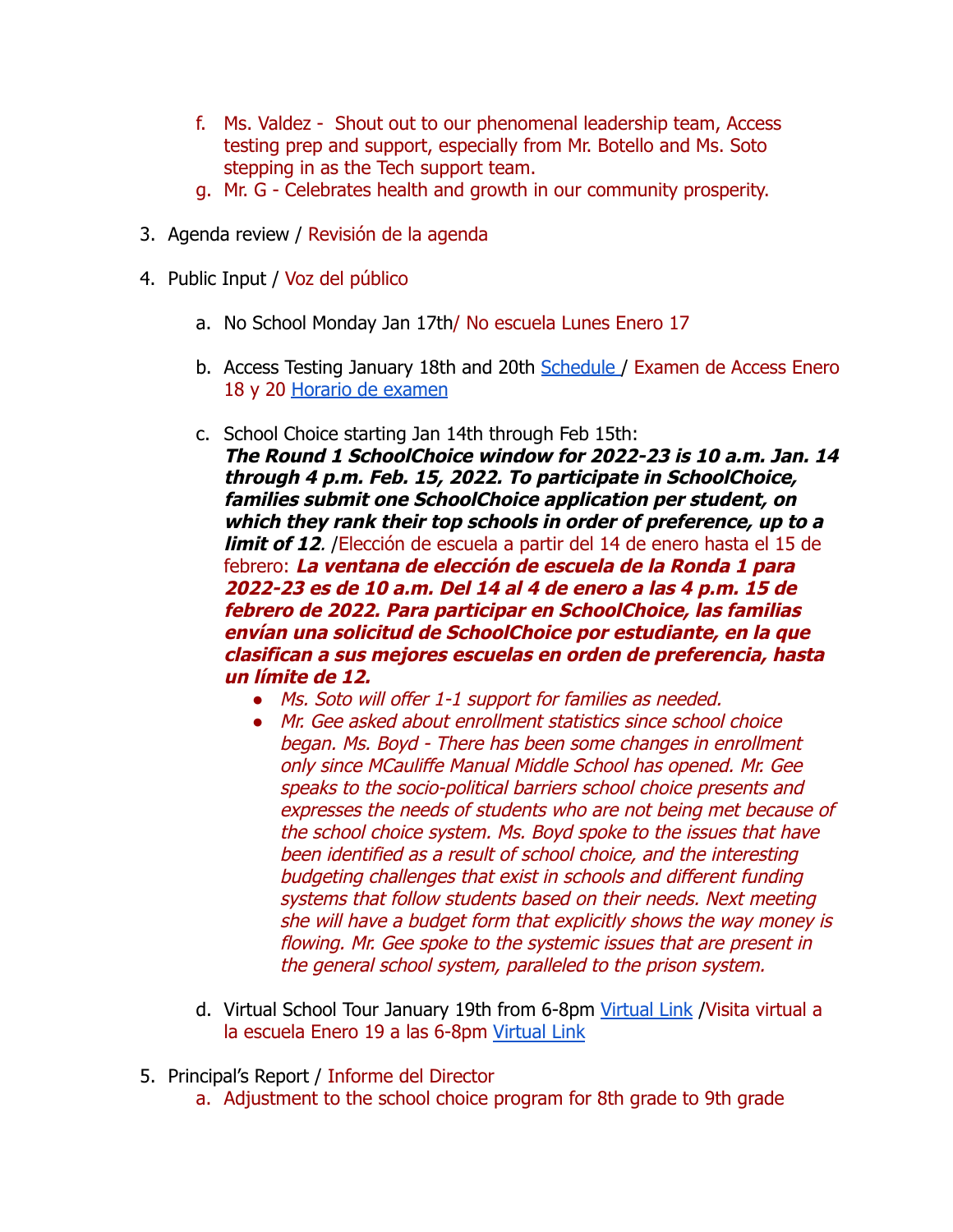f. Ms. Valdez - Shout out to our phenomenal leadership team, Access testing prep and support, especially from Mr. Botello and Ms. Soto stepping in as the Tech support team.

g. Mr. G - Celebrates health and growth in our community prosperity.

3. Agenda review / Revisión de la agenda

4. Public Input / Voz del público

   a. No School Monday Jan 17th/ No escuela Lunes Enero 17

   b. Access Testing January 18th and 20th [Schedule ]/ Examen de Access Enero 18 y 20 [Horario de examen]

   c. School Choice starting Jan 14th through Feb 15th: ***The Round 1 SchoolChoice window for 2022-23 is 10 a.m. Jan. 14 through 4 p.m. Feb. 15, 2022. To participate in SchoolChoice, families submit one SchoolChoice application per student, on which they rank their top schools in order of preference, up to a limit of 12***. /Elección de escuela a partir del 14 de enero hasta el 15 de febrero: ***La ventana de elección de escuela de la Ronda 1 para 2022-23 es de 10 a.m. Del 14 al 4 de enero a las 4 p.m. 15 de febrero de 2022. Para participar en SchoolChoice, las familias envían una solicitud de SchoolChoice por estudiante, en la que clasifican a sus mejores escuelas en orden de preferencia, hasta un límite de 12.***

      - *Ms. Soto will offer 1-1 support for families as needed.*
      - *Mr. Gee asked about enrollment statistics since school choice began. Ms. Boyd - There has been some changes in enrollment only since MCauliffe Manual Middle School has opened. Mr. Gee speaks to the socio-political barriers school choice presents and expresses the needs of students who are not being met because of the school choice system. Ms. Boyd spoke to the issues that have been identified as a result of school choice, and the interesting budgeting challenges that exist in schools and different funding systems that follow students based on their needs. Next meeting she will have a budget form that explicitly shows the way money is flowing. Mr. Gee spoke to the systemic issues that are present in the general school system, paralleled to the prison system.*

   d. Virtual School Tour January 19th from 6-8pm [Virtual Link] /Visita virtual a la escuela Enero 19 a las 6-8pm [Virtual Link]

5. Principal's Report / Informe del Director

   a. Adjustment to the school choice program for 8th grade to 9th grade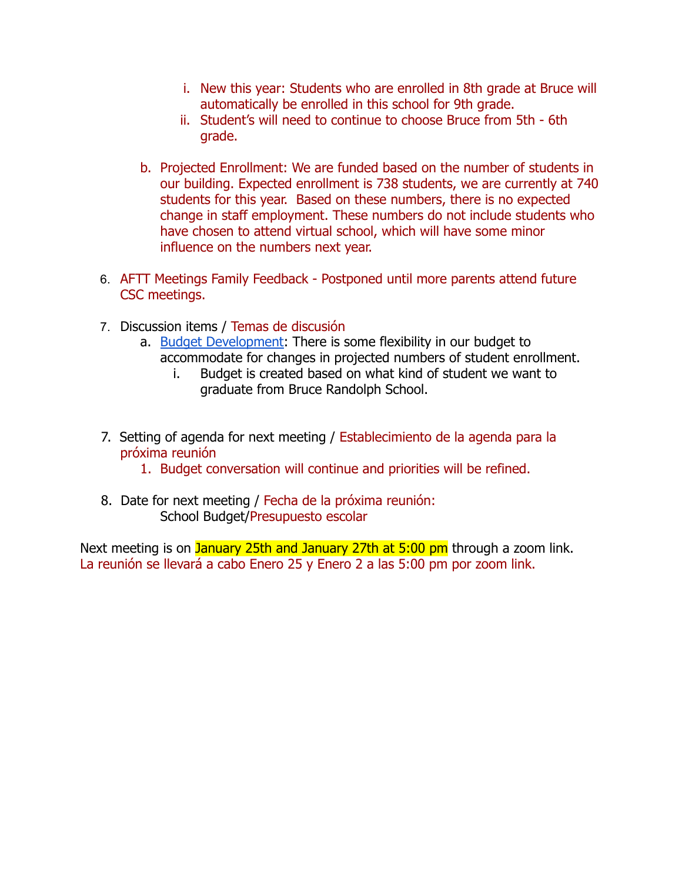i. New this year: Students who are enrolled in 8th grade at Bruce will automatically be enrolled in this school for 9th grade.
   ii. Student's will need to continue to choose Bruce from 5th - 6th grade.

b. Projected Enrollment: We are funded based on the number of students in our building. Expected enrollment is 738 students, we are currently at 740 students for this year. Based on these numbers, there is no expected change in staff employment. These numbers do not include students who have chosen to attend virtual school, which will have some minor influence on the numbers next year.

6. AFTT Meetings Family Feedback - Postponed until more parents attend future CSC meetings.

7. Discussion items / Temas de discusión
   a. Budget Development: There is some flexibility in our budget to accommodate for changes in projected numbers of student enrollment.
      i. Budget is created based on what kind of student we want to graduate from Bruce Randolph School.

7. Setting of agenda for next meeting / Establecimiento de la agenda para la próxima reunión
   1. Budget conversation will continue and priorities will be refined.

8. Date for next meeting / Fecha de la próxima reunión:
   School Budget/Presupuesto escolar

Next meeting is on January 25th and January 27th at 5:00 pm through a zoom link.
La reunión se llevará a cabo Enero 25 y Enero 2 a las 5:00 pm por zoom link.